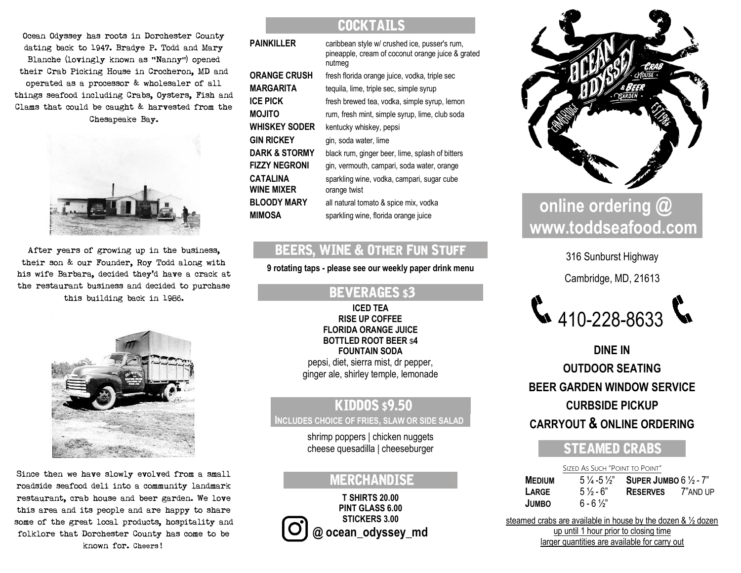Ocean Odyssey has roots in Dorchester County dating back to 1947. Bradye P. Todd and Mary Blanche (lovingly known as "Nanny") opened their Crab Picking House in Crocheron, MD and operated as a processor & wholesaler of all things seafood including Crabs, Oysters, Fish and Clams that could be caught & harvested from the Chesapeake Bay.

After years of growing up in the business, their son & our Founder, Roy Todd along with his wife Barbara, decided they'd have a crack at the restaurant business and decided to purchase this building back in 1986.

Since then we have slowly evolved from a small roadside seafood deli into a community landmark restaurant, crab house and beer garden. We love this area and its people and are happy to share some of the great local products, hospitality and folklore that Dorchester County has come to be known for. Cheers!

## COCKTAILS

| | |
|---|---|
| **PAINKILLER** | caribbean style w/ crushed ice, pusser's rum, pineapple, cream of coconut orange juice & grated nutmeg |
| **ORANGE CRUSH** | fresh florida orange juice, vodka, triple sec |
| **MARGARITA** | tequila, lime, triple sec, simple syrup |
| **ICE PICK** | fresh brewed tea, vodka, simple syrup, lemon |
| **MOJITO** | rum, fresh mint, simple syrup, lime, club soda |
| **WHISKEY SODER** | kentucky whiskey, pepsi |
| **GIN RICKEY** | gin, soda water, lime |
| **DARK & STORMY** | black rum, ginger beer, lime, splash of bitters |
| **FIZZY NEGRONI** | gin, vermouth, campari, soda water, orange |
| **CATALINA WINE MIXER** | sparkling wine, vodka, campari, sugar cube orange twist |
| **BLOODY MARY** | all natural tomato & spice mix, vodka |
| **MIMOSA** | sparkling wine, florida orange juice |

## BEERS, WINE & OTHER FUN STUFF

**9 rotating taps - please see our weekly paper drink menu**

## BEVERAGES $3

**ICED TEA**
**RISE UP COFFEE**
**FLORIDA ORANGE JUICE**
**BOTTLED ROOT BEER $4**
**FOUNTAIN SODA**
pepsi, diet, sierra mist, dr pepper, ginger ale, shirley temple, lemonade

## KIDDOS $9.50

**INCLUDES CHOICE OF FRIES, SLAW OR SIDE SALAD**

shrimp poppers | chicken nuggets
cheese quesadilla | cheeseburger

## MERCHANDISE

**T SHIRTS 20.00**
**PINT GLASS 6.00**
**STICKERS 3.00**
**@ ocean_odyssey_md**

OCEAN ODYSSEY CRAB HOUSE & BEER GARDEN · CAMBRIDGE · EST 1986

## online ordering @ www.toddseafood.com

316 Sunburst Highway

Cambridge, MD, 21613

410-228-8633

**DINE IN**
**OUTDOOR SEATING**
**BEER GARDEN WINDOW SERVICE**
**CURBSIDE PICKUP**
**CARRYOUT & ONLINE ORDERING**

## STEAMED CRABS

SIZED AS SUCH "POINT TO POINT"

| | | | |
|---|---|---|---|
| **MEDIUM** | 5 ¼ - 5 ½" | **SUPER JUMBO** | 6 ½ - 7" |
| **LARGE** | 5 ½ - 6" | **RESERVES** | 7" AND UP |
| **JUMBO** | 6 - 6 ½" | | |

steamed crabs are available in house by the dozen & ½ dozen up until 1 hour prior to closing time
larger quantities are available for carry out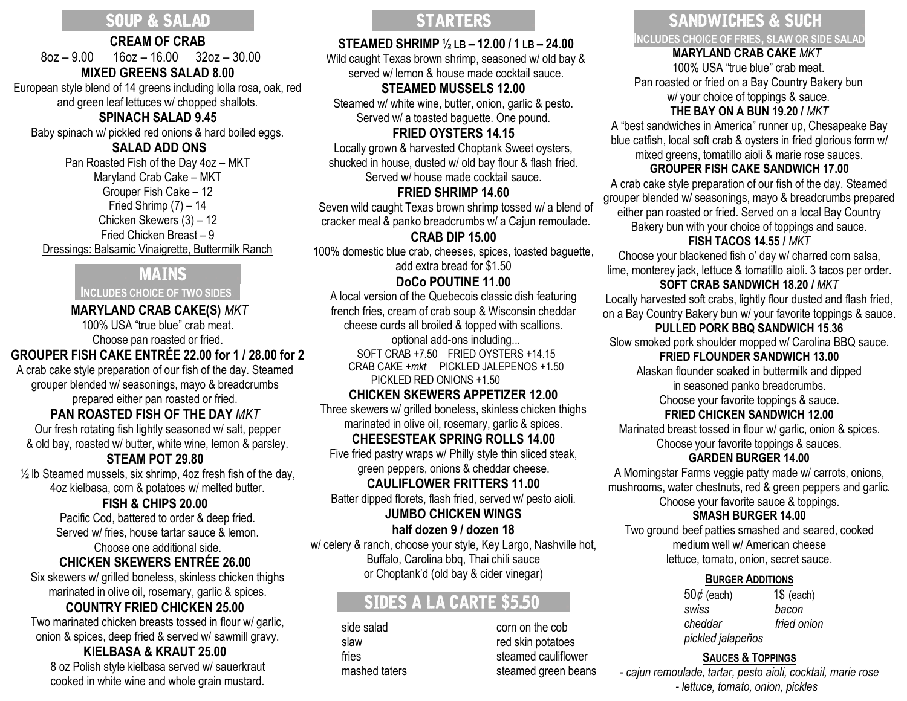## SOUP & SALAD

**CREAM OF CRAB**

8oz – 9.00 16oz – 16.00 32oz – 30.00

**MIXED GREENS SALAD 8.00**

European style blend of 14 greens including lolla rosa, oak, red and green leaf lettuces w/ chopped shallots.

**SPINACH SALAD 9.45**

Baby spinach w/ pickled red onions & hard boiled eggs.

**SALAD ADD ONS**

Pan Roasted Fish of the Day 4oz – MKT
Maryland Crab Cake – MKT
Grouper Fish Cake – 12
Fried Shrimp (7) – 14
Chicken Skewers (3) – 12
Fried Chicken Breast – 9

Dressings: Balsamic Vinaigrette, Buttermilk Ranch

## MAINS

INCLUDES CHOICE OF TWO SIDES

**MARYLAND CRAB CAKE(S)** *MKT*

100% USA "true blue" crab meat.
Choose pan roasted or fried.

**GROUPER FISH CAKE ENTRÉE 22.00 for 1 / 28.00 for 2**

A crab cake style preparation of our fish of the day. Steamed grouper blended w/ seasonings, mayo & breadcrumbs prepared either pan roasted or fried.

**PAN ROASTED FISH OF THE DAY** *MKT*

Our fresh rotating fish lightly seasoned w/ salt, pepper & old bay, roasted w/ butter, white wine, lemon & parsley.

**STEAM POT 29.80**

½ lb Steamed mussels, six shrimp, 4oz fresh fish of the day, 4oz kielbasa, corn & potatoes w/ melted butter.

**FISH & CHIPS 20.00**

Pacific Cod, battered to order & deep fried.
Served w/ fries, house tartar sauce & lemon.
Choose one additional side.

**CHICKEN SKEWERS ENTRÉE 26.00**

Six skewers w/ grilled boneless, skinless chicken thighs marinated in olive oil, rosemary, garlic & spices.

**COUNTRY FRIED CHICKEN 25.00**

Two marinated chicken breasts tossed in flour w/ garlic, onion & spices, deep fried & served w/ sawmill gravy.

**KIELBASA & KRAUT 25.00**

8 oz Polish style kielbasa served w/ sauerkraut cooked in white wine and whole grain mustard.

## STARTERS

**STEAMED SHRIMP ½ LB – 12.00 / 1 LB – 24.00**

Wild caught Texas brown shrimp, seasoned w/ old bay & served w/ lemon & house made cocktail sauce.

**STEAMED MUSSELS 12.00**

Steamed w/ white wine, butter, onion, garlic & pesto.
Served w/ a toasted baguette. One pound.

**FRIED OYSTERS 14.15**

Locally grown & harvested Choptank Sweet oysters, shucked in house, dusted w/ old bay flour & flash fried.
Served w/ house made cocktail sauce.

**FRIED SHRIMP 14.60**

Seven wild caught Texas brown shrimp tossed w/ a blend of cracker meal & panko breadcrumbs w/ a Cajun remoulade.

**CRAB DIP 15.00**

100% domestic blue crab, cheeses, spices, toasted baguette, add extra bread for $1.50

**DoCo POUTINE 11.00**

A local version of the Quebecois classic dish featuring french fries, cream of crab soup & Wisconsin cheddar cheese curds all broiled & topped with scallions.
optional add-ons including...
SOFT CRAB +7.50 FRIED OYSTERS +14.15
CRAB CAKE +*mkt* PICKLED JALEPENOS +1.50
PICKLED RED ONIONS +1.50

**CHICKEN SKEWERS APPETIZER 12.00**

Three skewers w/ grilled boneless, skinless chicken thighs marinated in olive oil, rosemary, garlic & spices.

**CHEESESTEAK SPRING ROLLS 14.00**

Five fried pastry wraps w/ Philly style thin sliced steak, green peppers, onions & cheddar cheese.

**CAULIFLOWER FRITTERS 11.00**

Batter dipped florets, flash fried, served w/ pesto aioli.

**JUMBO CHICKEN WINGS**
**half dozen 9 / dozen 18**

w/ celery & ranch, choose your style, Key Largo, Nashville hot, Buffalo, Carolina bbq, Thai chili sauce or Choptank'd (old bay & cider vinegar)

## SIDES A LA CARTE $5.50

- side salad
- slaw
- fries
- mashed taters
- corn on the cob
- red skin potatoes
- steamed cauliflower
- steamed green beans

## SANDWICHES & SUCH

INCLUDES CHOICE OF FRIES, SLAW OR SIDE SALAD

**MARYLAND CRAB CAKE** *MKT*

100% USA "true blue" crab meat.
Pan roasted or fried on a Bay Country Bakery bun w/ your choice of toppings & sauce.

**THE BAY ON A BUN 19.20 /** *MKT*

A "best sandwiches in America" runner up, Chesapeake Bay blue catfish, local soft crab & oysters in fried glorious form w/ mixed greens, tomatillo aioli & marie rose sauces.

**GROUPER FISH CAKE SANDWICH 17.00**

A crab cake style preparation of our fish of the day. Steamed grouper blended w/ seasonings, mayo & breadcrumbs prepared either pan roasted or fried. Served on a local Bay Country Bakery bun with your choice of toppings and sauce.

**FISH TACOS 14.55 /** *MKT*

Choose your blackened fish o' day w/ charred corn salsa, lime, monterey jack, lettuce & tomatillo aioli. 3 tacos per order.

**SOFT CRAB SANDWICH 18.20 /** *MKT*

Locally harvested soft crabs, lightly flour dusted and flash fried, on a Bay Country Bakery bun w/ your favorite toppings & sauce.

**PULLED PORK BBQ SANDWICH 15.36**

Slow smoked pork shoulder mopped w/ Carolina BBQ sauce.

**FRIED FLOUNDER SANDWICH 13.00**

Alaskan flounder soaked in buttermilk and dipped in seasoned panko breadcrumbs.
Choose your favorite toppings & sauce.

**FRIED CHICKEN SANDWICH 12.00**

Marinated breast tossed in flour w/ garlic, onion & spices.
Choose your favorite toppings & sauces.

**GARDEN BURGER 14.00**

A Morningstar Farms veggie patty made w/ carrots, onions, mushrooms, water chestnuts, red & green peppers and garlic.
Choose your favorite sauce & toppings.

**SMASH BURGER 14.00**

Two ground beef patties smashed and seared, cooked medium well w/ American cheese lettuce, tomato, onion, secret sauce.

**BURGER ADDITIONS**

| 50¢ (each) | 1$ (each) |
|---|---|
| *swiss* | *bacon* |
| *cheddar* | *fried onion* |
| *pickled jalapeños* | |

**SAUCES & TOPPINGS**

*- cajun remoulade, tartar, pesto aioli, cocktail, marie rose*
*- lettuce, tomato, onion, pickles*